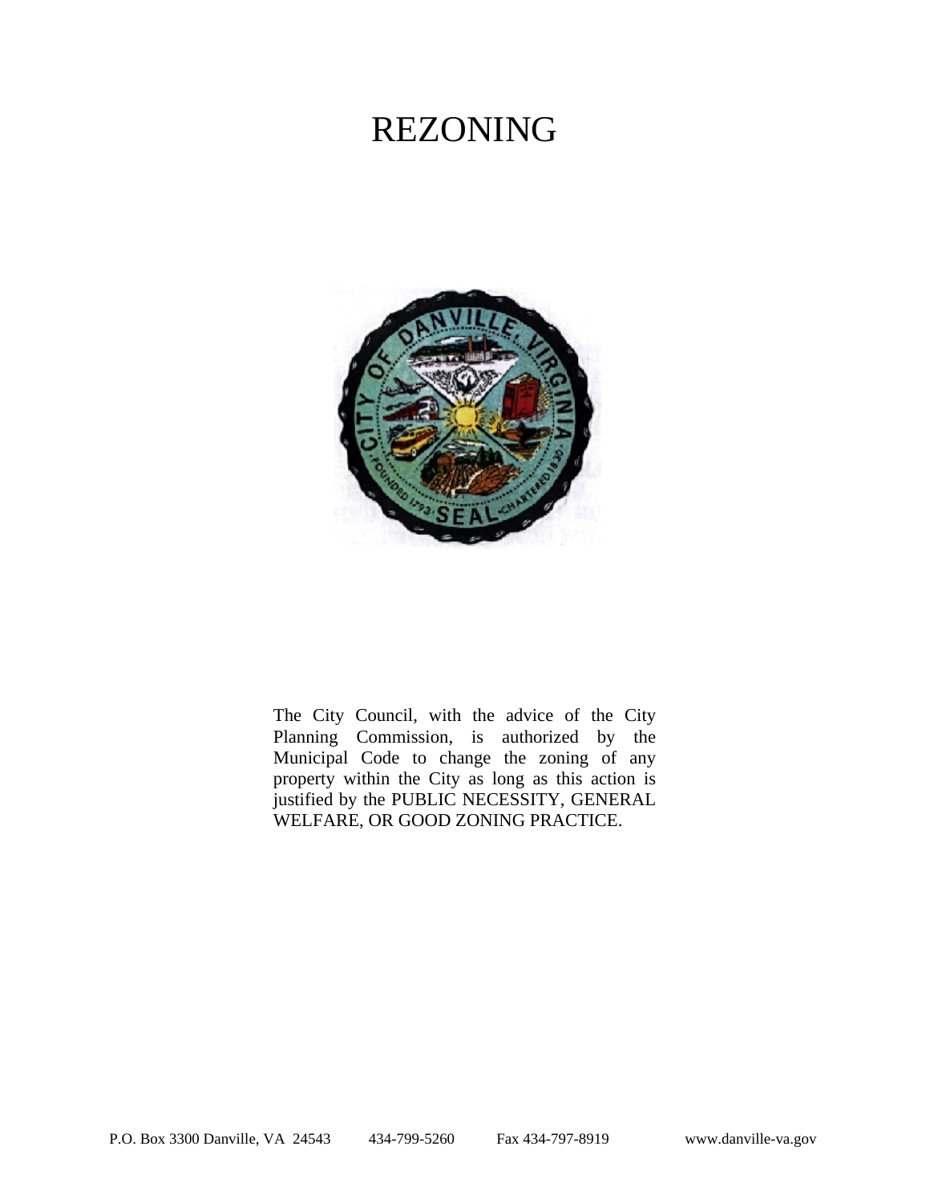# REZONING

The City Council, with the advice of the City Planning Commission, is authorized by the Municipal Code to change the zoning of any property within the City as long as this action is justified by the PUBLIC NECESSITY, GENERAL WELFARE, OR GOOD ZONING PRACTICE.

P.O. Box 3300 Danville, VA 24543 434-799-5260 Fax 434-797-8919 www.danville-va.gov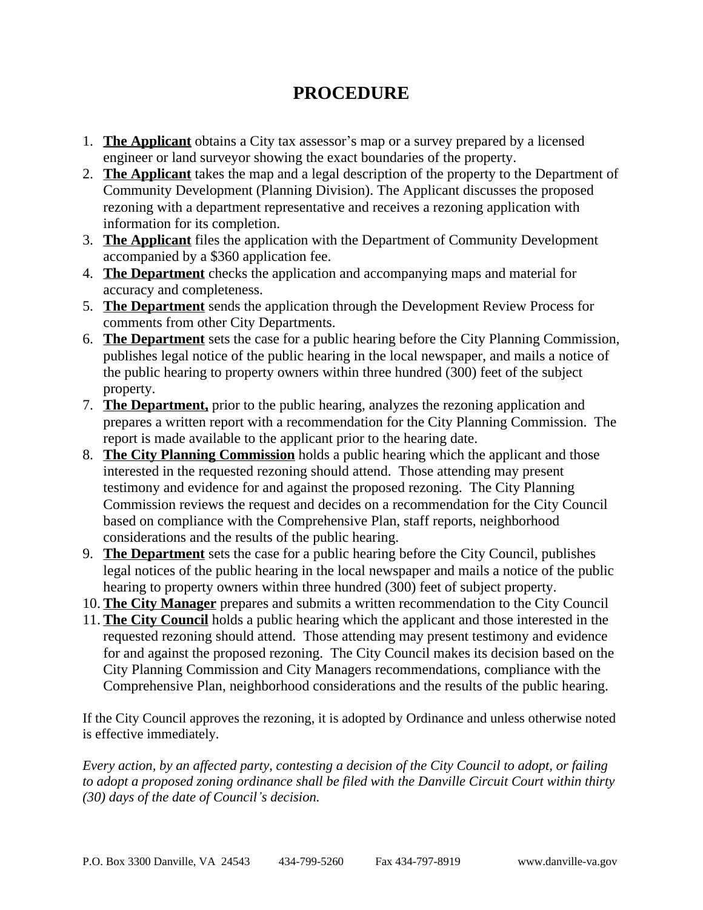# PROCEDURE

1. **The Applicant** obtains a City tax assessor's map or a survey prepared by a licensed engineer or land surveyor showing the exact boundaries of the property.
2. **The Applicant** takes the map and a legal description of the property to the Department of Community Development (Planning Division). The Applicant discusses the proposed rezoning with a department representative and receives a rezoning application with information for its completion.
3. **The Applicant** files the application with the Department of Community Development accompanied by a $360 application fee.
4. **The Department** checks the application and accompanying maps and material for accuracy and completeness.
5. **The Department** sends the application through the Development Review Process for comments from other City Departments.
6. **The Department** sets the case for a public hearing before the City Planning Commission, publishes legal notice of the public hearing in the local newspaper, and mails a notice of the public hearing to property owners within three hundred (300) feet of the subject property.
7. **The Department,** prior to the public hearing, analyzes the rezoning application and prepares a written report with a recommendation for the City Planning Commission. The report is made available to the applicant prior to the hearing date.
8. **The City Planning Commission** holds a public hearing which the applicant and those interested in the requested rezoning should attend. Those attending may present testimony and evidence for and against the proposed rezoning. The City Planning Commission reviews the request and decides on a recommendation for the City Council based on compliance with the Comprehensive Plan, staff reports, neighborhood considerations and the results of the public hearing.
9. **The Department** sets the case for a public hearing before the City Council, publishes legal notices of the public hearing in the local newspaper and mails a notice of the public hearing to property owners within three hundred (300) feet of subject property.
10. **The City Manager** prepares and submits a written recommendation to the City Council
11. **The City Council** holds a public hearing which the applicant and those interested in the requested rezoning should attend. Those attending may present testimony and evidence for and against the proposed rezoning. The City Council makes its decision based on the City Planning Commission and City Managers recommendations, compliance with the Comprehensive Plan, neighborhood considerations and the results of the public hearing.

If the City Council approves the rezoning, it is adopted by Ordinance and unless otherwise noted is effective immediately.

*Every action, by an affected party, contesting a decision of the City Council to adopt, or failing to adopt a proposed zoning ordinance shall be filed with the Danville Circuit Court within thirty (30) days of the date of Council's decision.*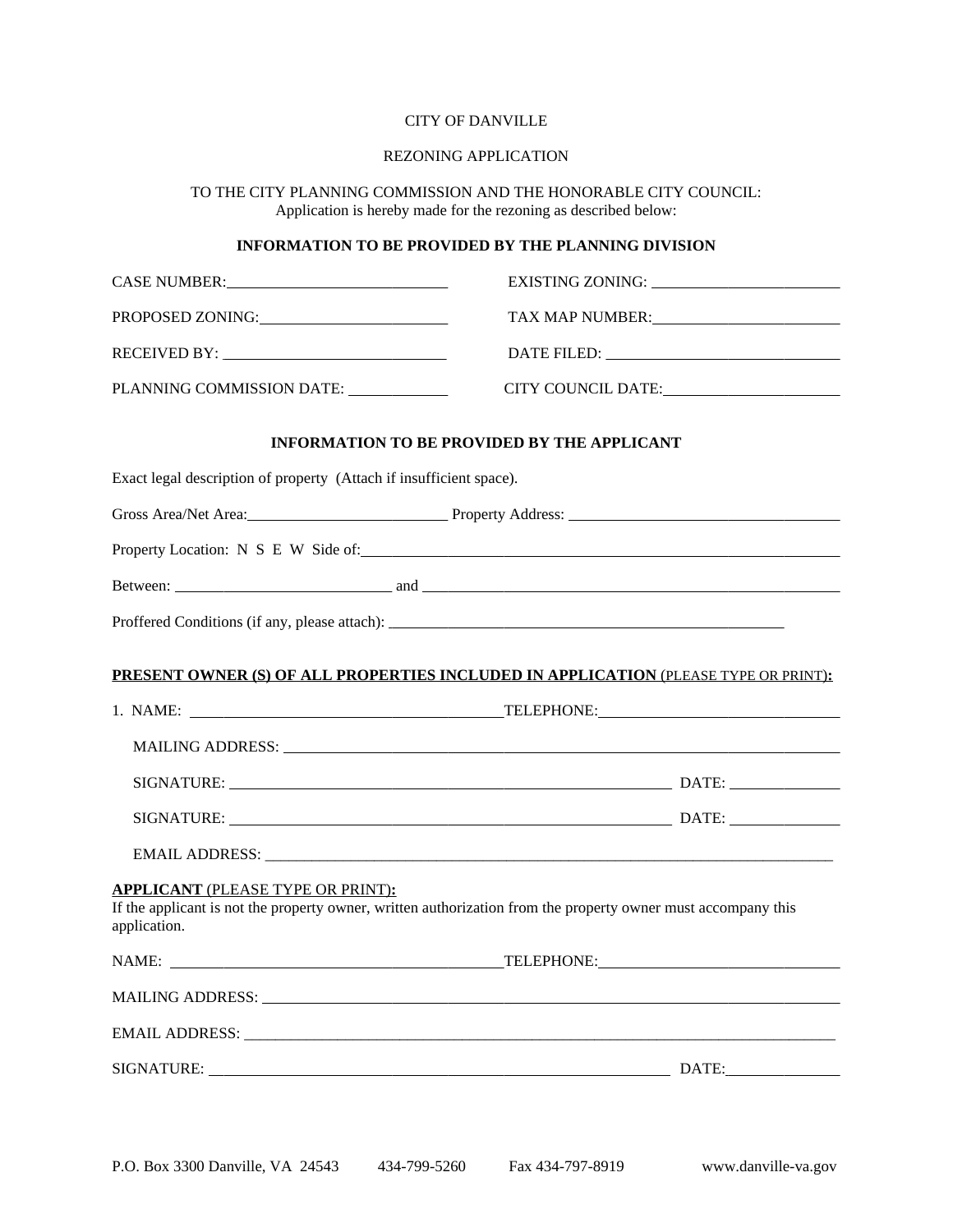CITY OF DANVILLE

REZONING APPLICATION

TO THE CITY PLANNING COMMISSION AND THE HONORABLE CITY COUNCIL:
Application is hereby made for the rezoning as described below:

**INFORMATION TO BE PROVIDED BY THE PLANNING DIVISION**

CASE NUMBER:_____________________________ EXISTING ZONING: _________________________

PROPOSED ZONING:_________________________ TAX MAP NUMBER:_________________________

RECEIVED BY: _____________________________ DATE FILED: _______________________________

PLANNING COMMISSION DATE: _____________ CITY COUNCIL DATE:_______________________

**INFORMATION TO BE PROVIDED BY THE APPLICANT**

Exact legal description of property (Attach if insufficient space).

Gross Area/Net Area:__________________________ Property Address: ____________________________________

Property Location: N S E W Side of:_________________________________________________________________

Between: ____________________________ and ___________________________________________________

Proffered Conditions (if any, please attach): ____________________________________________________

**PRESENT OWNER (S) OF ALL PROPERTIES INCLUDED IN APPLICATION** (PLEASE TYPE OR PRINT)**:**

1. NAME: _________________________________________TELEPHONE:________________________________

   MAILING ADDRESS: ______________________________________________________________________________

   SIGNATURE: __________________________________________________________ DATE: ______________

   SIGNATURE: __________________________________________________________ DATE: ______________

   EMAIL ADDRESS: ________________________________________________________________________________

**APPLICANT** (PLEASE TYPE OR PRINT)**:**
If the applicant is not the property owner, written authorization from the property owner must accompany this application.

NAME: ___________________________________________TELEPHONE:________________________________

MAILING ADDRESS: _________________________________________________________________________________

EMAIL ADDRESS: ___________________________________________________________________________________

SIGNATURE: ____________________________________________________________ DATE:______________

P.O. Box 3300 Danville, VA 24543 434-799-5260 Fax 434-797-8919 www.danville-va.gov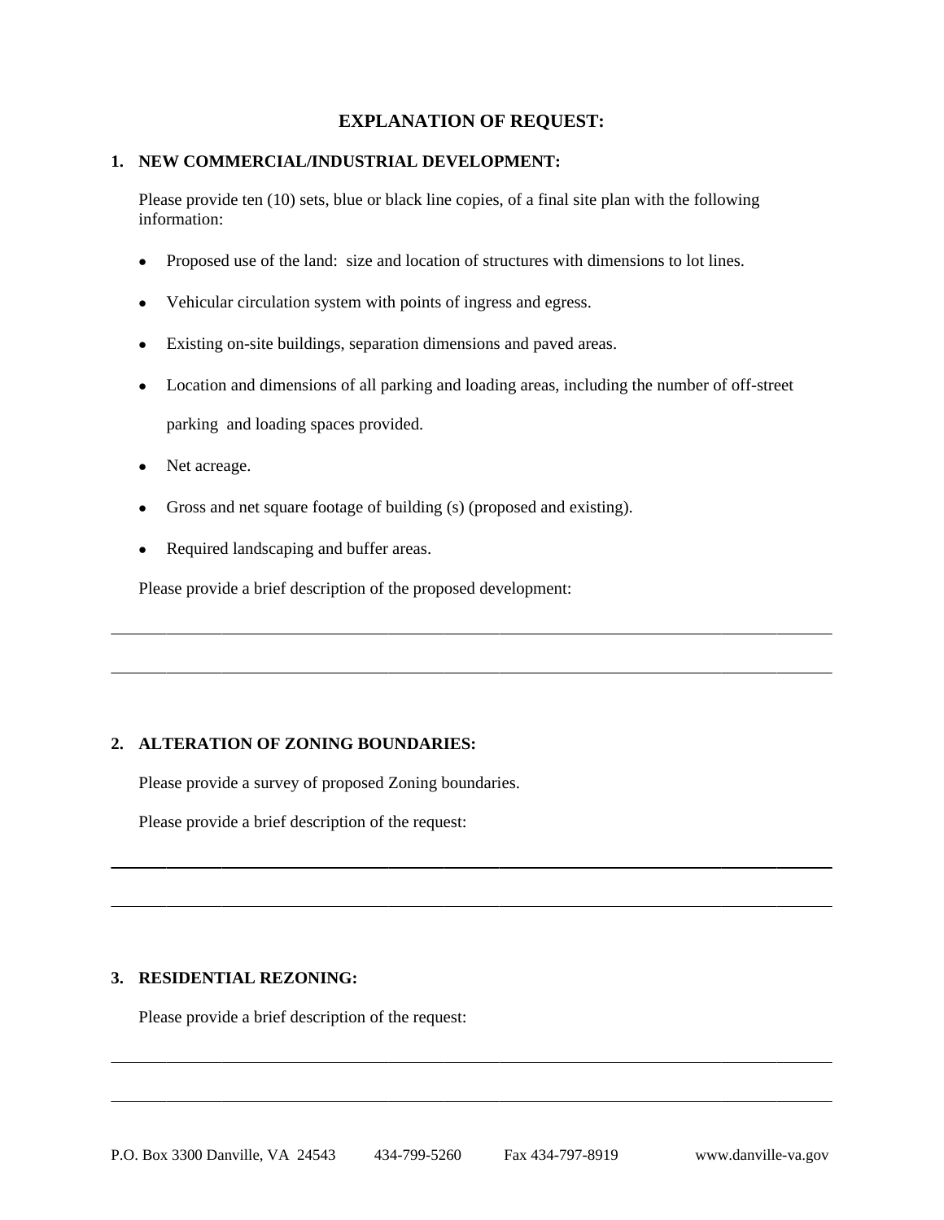# EXPLANATION OF REQUEST:

**1. NEW COMMERCIAL/INDUSTRIAL DEVELOPMENT:**

Please provide ten (10) sets, blue or black line copies, of a final site plan with the following information:

- Proposed use of the land: size and location of structures with dimensions to lot lines.
- Vehicular circulation system with points of ingress and egress.
- Existing on-site buildings, separation dimensions and paved areas.
- Location and dimensions of all parking and loading areas, including the number of off-street parking and loading spaces provided.
- Net acreage.
- Gross and net square footage of building (s) (proposed and existing).
- Required landscaping and buffer areas.

Please provide a brief description of the proposed development:

\_\_\_\_\_\_\_\_\_\_\_\_\_\_\_\_\_\_\_\_\_\_\_\_\_\_\_\_\_\_\_\_\_\_\_\_\_\_\_\_\_\_\_\_\_\_\_\_\_\_\_\_\_\_\_\_\_\_\_\_\_\_\_\_\_\_\_\_\_\_\_\_\_\_\_\_

\_\_\_\_\_\_\_\_\_\_\_\_\_\_\_\_\_\_\_\_\_\_\_\_\_\_\_\_\_\_\_\_\_\_\_\_\_\_\_\_\_\_\_\_\_\_\_\_\_\_\_\_\_\_\_\_\_\_\_\_\_\_\_\_\_\_\_\_\_\_\_\_\_\_\_\_

**2. ALTERATION OF ZONING BOUNDARIES:**

Please provide a survey of proposed Zoning boundaries.

Please provide a brief description of the request:

\_\_\_\_\_\_\_\_\_\_\_\_\_\_\_\_\_\_\_\_\_\_\_\_\_\_\_\_\_\_\_\_\_\_\_\_\_\_\_\_\_\_\_\_\_\_\_\_\_\_\_\_\_\_\_\_\_\_\_\_\_\_\_\_\_\_\_\_\_\_\_\_\_\_\_\_

\_\_\_\_\_\_\_\_\_\_\_\_\_\_\_\_\_\_\_\_\_\_\_\_\_\_\_\_\_\_\_\_\_\_\_\_\_\_\_\_\_\_\_\_\_\_\_\_\_\_\_\_\_\_\_\_\_\_\_\_\_\_\_\_\_\_\_\_\_\_\_\_\_\_\_\_

**3. RESIDENTIAL REZONING:**

Please provide a brief description of the request:

\_\_\_\_\_\_\_\_\_\_\_\_\_\_\_\_\_\_\_\_\_\_\_\_\_\_\_\_\_\_\_\_\_\_\_\_\_\_\_\_\_\_\_\_\_\_\_\_\_\_\_\_\_\_\_\_\_\_\_\_\_\_\_\_\_\_\_\_\_\_\_\_\_\_\_\_

\_\_\_\_\_\_\_\_\_\_\_\_\_\_\_\_\_\_\_\_\_\_\_\_\_\_\_\_\_\_\_\_\_\_\_\_\_\_\_\_\_\_\_\_\_\_\_\_\_\_\_\_\_\_\_\_\_\_\_\_\_\_\_\_\_\_\_\_\_\_\_\_\_\_\_\_